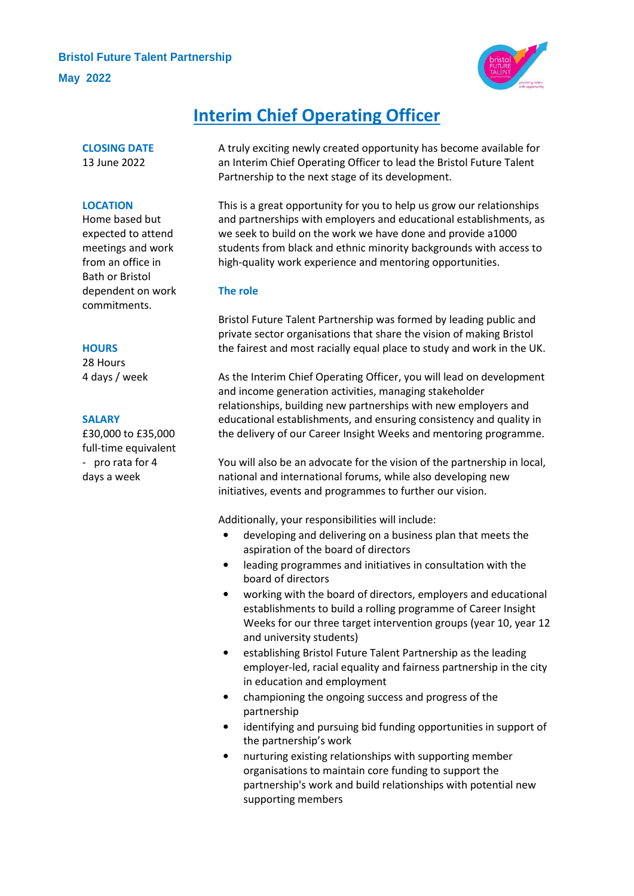**Bristol Future Talent Partnership**

**May 2022**

# Interim Chief Operating Officer

**CLOSING DATE**
13 June 2022

**LOCATION**
Home based but expected to attend meetings and work from an office in Bath or Bristol dependent on work commitments.

**HOURS**
28 Hours
4 days / week

**SALARY**
£30,000 to £35,000 full-time equivalent - pro rata for 4 days a week

A truly exciting newly created opportunity has become available for an Interim Chief Operating Officer to lead the Bristol Future Talent Partnership to the next stage of its development.

This is a great opportunity for you to help us grow our relationships and partnerships with employers and educational establishments, as we seek to build on the work we have done and provide a1000 students from black and ethnic minority backgrounds with access to high-quality work experience and mentoring opportunities.

## The role

Bristol Future Talent Partnership was formed by leading public and private sector organisations that share the vision of making Bristol the fairest and most racially equal place to study and work in the UK.

As the Interim Chief Operating Officer, you will lead on development and income generation activities, managing stakeholder relationships, building new partnerships with new employers and educational establishments, and ensuring consistency and quality in the delivery of our Career Insight Weeks and mentoring programme.

You will also be an advocate for the vision of the partnership in local, national and international forums, while also developing new initiatives, events and programmes to further our vision.

Additionally, your responsibilities will include:

- developing and delivering on a business plan that meets the aspiration of the board of directors
- leading programmes and initiatives in consultation with the board of directors
- working with the board of directors, employers and educational establishments to build a rolling programme of Career Insight Weeks for our three target intervention groups (year 10, year 12 and university students)
- establishing Bristol Future Talent Partnership as the leading employer-led, racial equality and fairness partnership in the city in education and employment
- championing the ongoing success and progress of the partnership
- identifying and pursuing bid funding opportunities in support of the partnership's work
- nurturing existing relationships with supporting member organisations to maintain core funding to support the partnership's work and build relationships with potential new supporting members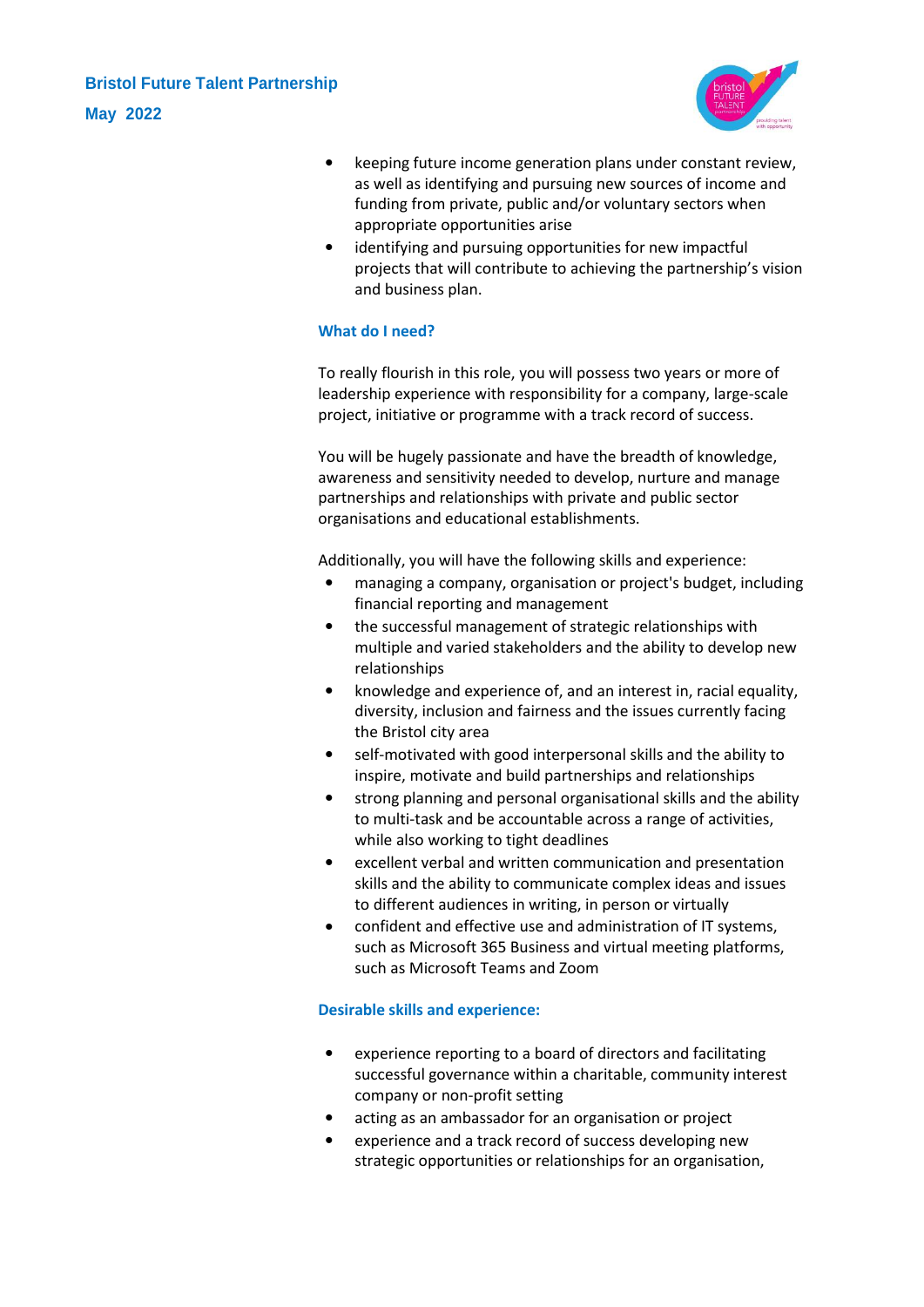- keeping future income generation plans under constant review, as well as identifying and pursuing new sources of income and funding from private, public and/or voluntary sectors when appropriate opportunities arise
- identifying and pursuing opportunities for new impactful projects that will contribute to achieving the partnership's vision and business plan.

### What do I need?

To really flourish in this role, you will possess two years or more of leadership experience with responsibility for a company, large-scale project, initiative or programme with a track record of success.

You will be hugely passionate and have the breadth of knowledge, awareness and sensitivity needed to develop, nurture and manage partnerships and relationships with private and public sector organisations and educational establishments.

Additionally, you will have the following skills and experience:

- managing a company, organisation or project's budget, including financial reporting and management
- the successful management of strategic relationships with multiple and varied stakeholders and the ability to develop new relationships
- knowledge and experience of, and an interest in, racial equality, diversity, inclusion and fairness and the issues currently facing the Bristol city area
- self-motivated with good interpersonal skills and the ability to inspire, motivate and build partnerships and relationships
- strong planning and personal organisational skills and the ability to multi-task and be accountable across a range of activities, while also working to tight deadlines
- excellent verbal and written communication and presentation skills and the ability to communicate complex ideas and issues to different audiences in writing, in person or virtually
- confident and effective use and administration of IT systems, such as Microsoft 365 Business and virtual meeting platforms, such as Microsoft Teams and Zoom

### Desirable skills and experience:

- experience reporting to a board of directors and facilitating successful governance within a charitable, community interest company or non-profit setting
- acting as an ambassador for an organisation or project
- experience and a track record of success developing new strategic opportunities or relationships for an organisation,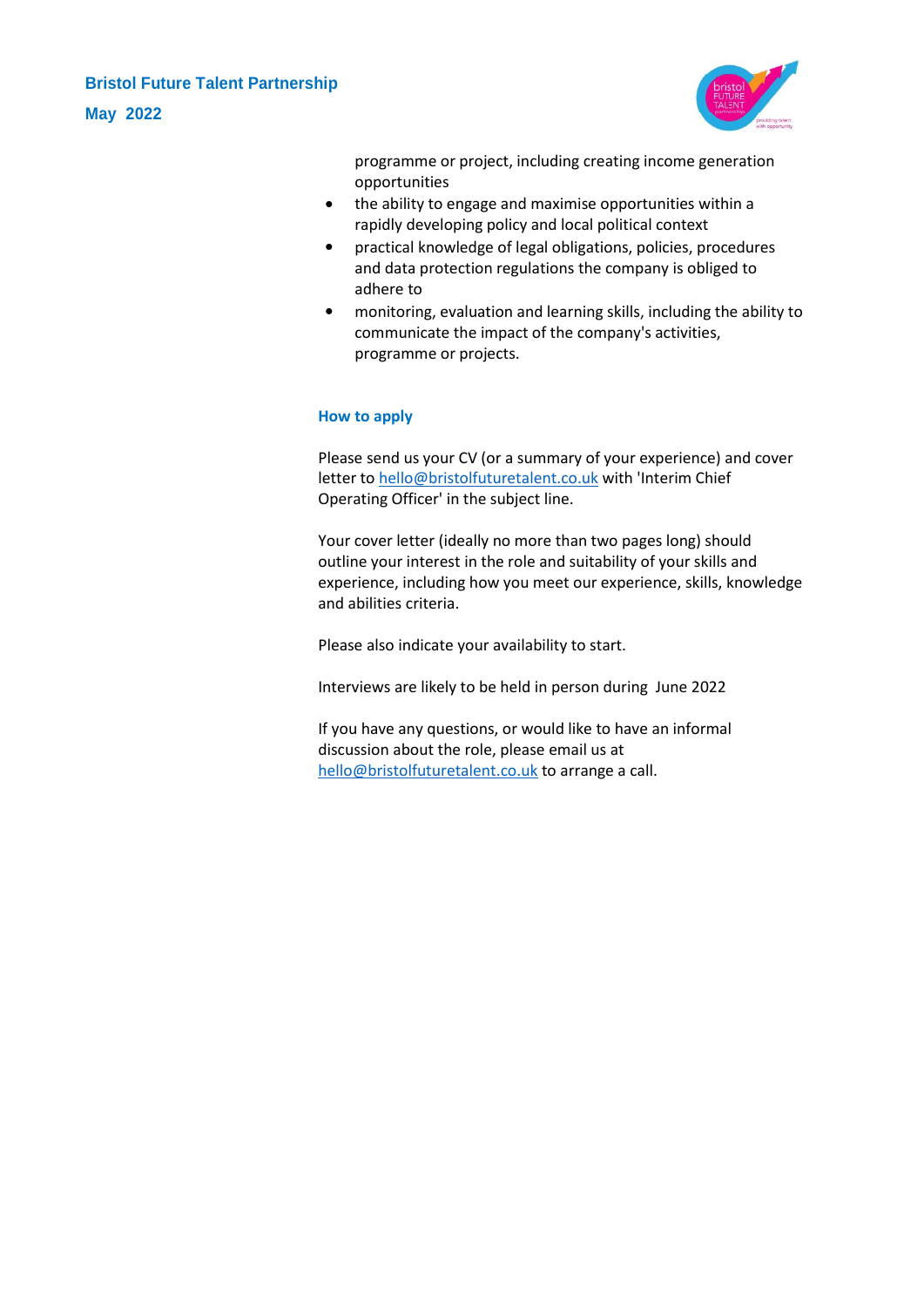programme or project, including creating income generation opportunities

- the ability to engage and maximise opportunities within a rapidly developing policy and local political context
- practical knowledge of legal obligations, policies, procedures and data protection regulations the company is obliged to adhere to
- monitoring, evaluation and learning skills, including the ability to communicate the impact of the company's activities, programme or projects.

### How to apply

Please send us your CV (or a summary of your experience) and cover letter to hello@bristolfuturetalent.co.uk with 'Interim Chief Operating Officer' in the subject line.

Your cover letter (ideally no more than two pages long) should outline your interest in the role and suitability of your skills and experience, including how you meet our experience, skills, knowledge and abilities criteria.

Please also indicate your availability to start.

Interviews are likely to be held in person during June 2022

If you have any questions, or would like to have an informal discussion about the role, please email us at hello@bristolfuturetalent.co.uk to arrange a call.